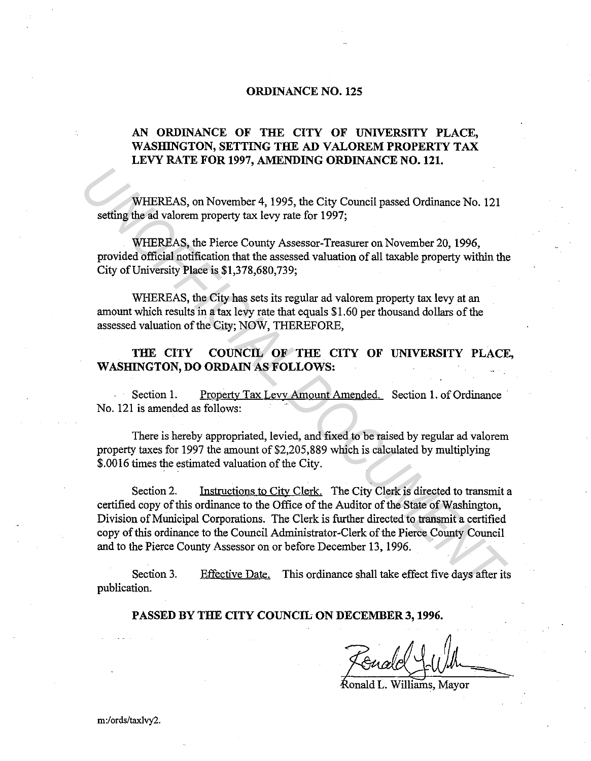# ORDINANCE NO. 125

## AN ORDINANCE OF THE CITY OF UNIVERSITY PLACE, WASHINGTON, SETTING THE AD VALOREM PROPERTY TAX LEVY RATE FOR 1997, AMENDING ORDINANCE NO. 121.

WHEREAS, on November 4, 1995, the City Council passed Ordinance No. 121 setting the ad valorem property tax levy rate for 1997;

WHEREAS, the Pierce County Assessor-Treasurer on November 20, 1996, provided official notification that the assessed valuation of all taxable property within the City of University Place is $1,378,680,739;

WHEREAS, the City has sets its regular ad valorem property tax levy at an amount which results in a tax levy rate that equals $1.60 per thousand dollars of the assessed valuation of the City; NOW, THEREFORE,

**THE CITY COUNCIL OF THE CITY OF UNIVERSITY PLACE, WASHINGTON, DO ORDAIN AS FOLLOWS:**

Section 1. Property Tax Levy Amount Amended. Section 1. of Ordinance No. 121 is amended as follows:

There is hereby appropriated, levied, and fixed to be raised by regular ad valorem property taxes for 1997 the amount of $2,205,889 which is calculated by multiplying $.0016 times the estimated valuation of the City.

Section 2. Instructions to City Clerk. The City Clerk is directed to transmit a certified copy of this ordinance to the Office of the Auditor of the State of Washington, Division of Municipal Corporations. The Clerk is further directed to transmit a certified copy of this ordinance to the Council Administrator-Clerk of the Pierce County Council and to the Pierce County Assessor on or before December 13, 1996.

Section 3. Effective Date. This ordinance shall take effect five days after its publication.

**PASSED BY THE CITY COUNCIL ON DECEMBER 3, 1996.**

Ronald L. Williams, Mayor

m:/ords/taxlvy2.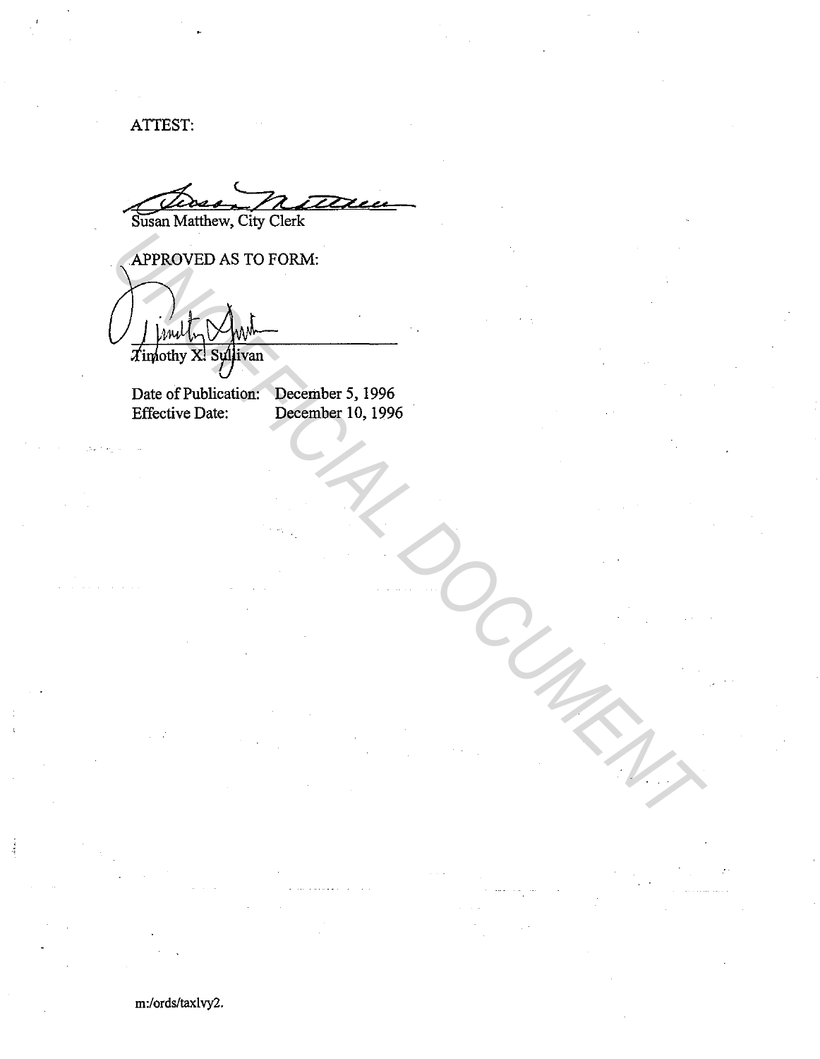ATTEST:

Susan Matthew, City Clerk

APPROVED AS TO FORM:

Timothy X. Sullivan

| | |
|---|---|
| Date of Publication: | December 5, 1996 |
| Effective Date: | December 10, 1996 |

m:/ords/taxlvy2.